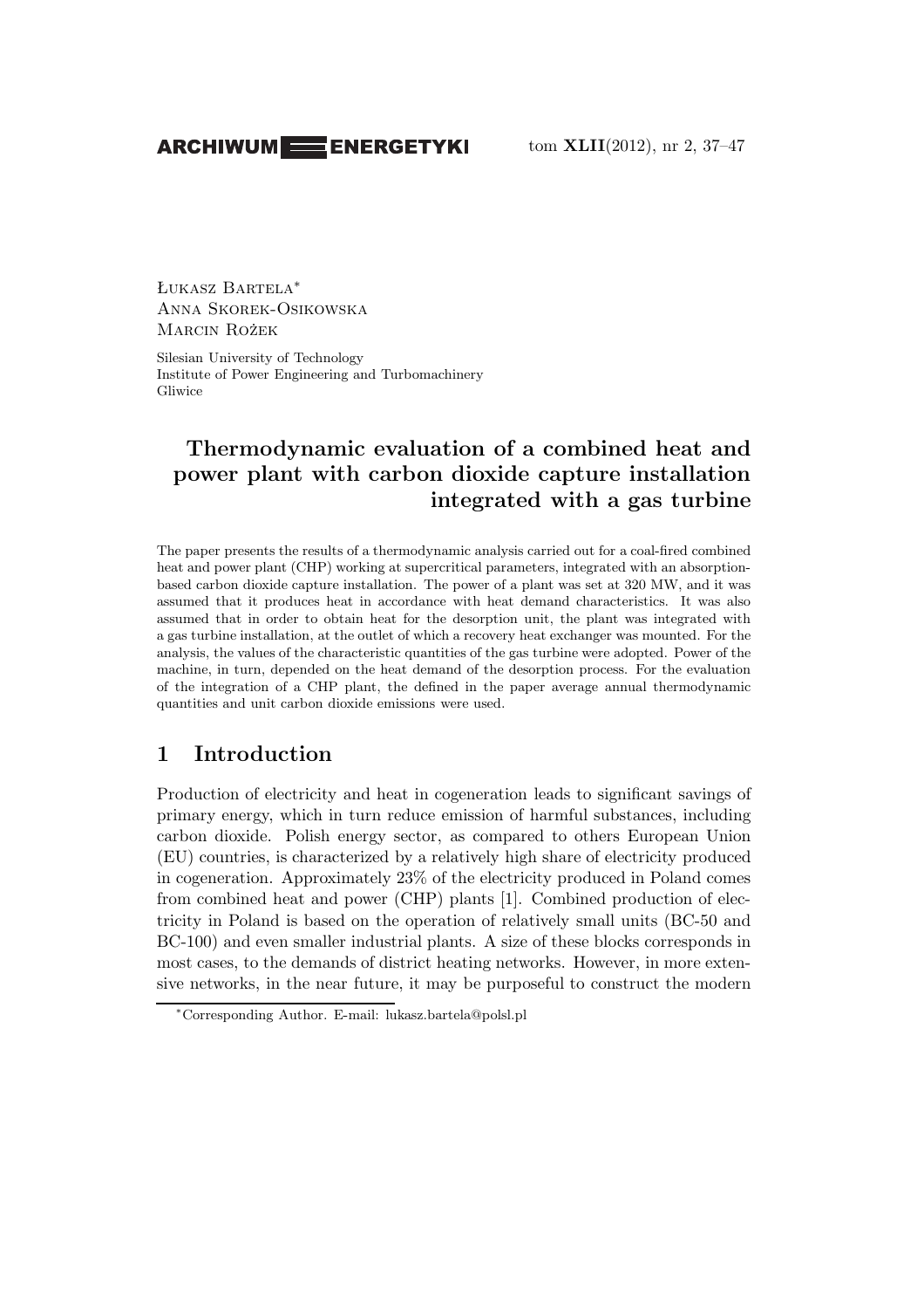Łukasz Bartela[*]
Anna Skorek-Osikowska
Marcin Rożek

Silesian University of Technology
Institute of Power Engineering and Turbomachinery
Gliwice

# Thermodynamic evaluation of a combined heat and power plant with carbon dioxide capture installation integrated with a gas turbine

The paper presents the results of a thermodynamic analysis carried out for a coal-fired combined heat and power plant (CHP) working at supercritical parameters, integrated with an absorption-based carbon dioxide capture installation. The power of a plant was set at 320 MW, and it was assumed that it produces heat in accordance with heat demand characteristics. It was also assumed that in order to obtain heat for the desorption unit, the plant was integrated with a gas turbine installation, at the outlet of which a recovery heat exchanger was mounted. For the analysis, the values of the characteristic quantities of the gas turbine were adopted. Power of the machine, in turn, depended on the heat demand of the desorption process. For the evaluation of the integration of a CHP plant, the defined in the paper average annual thermodynamic quantities and unit carbon dioxide emissions were used.

## 1 Introduction

Production of electricity and heat in cogeneration leads to significant savings of primary energy, which in turn reduce emission of harmful substances, including carbon dioxide. Polish energy sector, as compared to others European Union (EU) countries, is characterized by a relatively high share of electricity produced in cogeneration. Approximately 23% of the electricity produced in Poland comes from combined heat and power (CHP) plants [1]. Combined production of electricity in Poland is based on the operation of relatively small units (BC-50 and BC-100) and even smaller industrial plants. A size of these blocks corresponds in most cases, to the demands of district heating networks. However, in more extensive networks, in the near future, it may be purposeful to construct the modern

[*]Corresponding Author. E-mail: lukasz.bartela@polsl.pl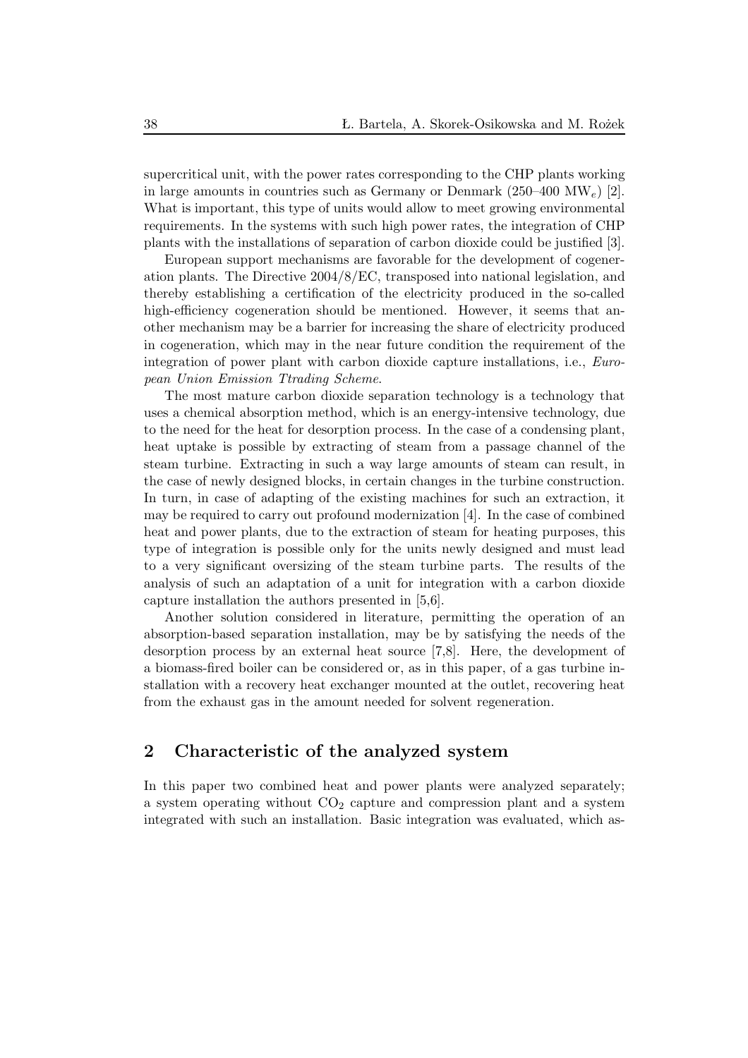supercritical unit, with the power rates corresponding to the CHP plants working in large amounts in countries such as Germany or Denmark (250–400 $MW_e$) [2]. What is important, this type of units would allow to meet growing environmental requirements. In the systems with such high power rates, the integration of CHP plants with the installations of separation of carbon dioxide could be justified [3].

European support mechanisms are favorable for the development of cogeneration plants. The Directive 2004/8/EC, transposed into national legislation, and thereby establishing a certification of the electricity produced in the so-called high-efficiency cogeneration should be mentioned. However, it seems that another mechanism may be a barrier for increasing the share of electricity produced in cogeneration, which may in the near future condition the requirement of the integration of power plant with carbon dioxide capture installations, i.e., *European Union Emission Ttrading Scheme*.

The most mature carbon dioxide separation technology is a technology that uses a chemical absorption method, which is an energy-intensive technology, due to the need for the heat for desorption process. In the case of a condensing plant, heat uptake is possible by extracting of steam from a passage channel of the steam turbine. Extracting in such a way large amounts of steam can result, in the case of newly designed blocks, in certain changes in the turbine construction. In turn, in case of adapting of the existing machines for such an extraction, it may be required to carry out profound modernization [4]. In the case of combined heat and power plants, due to the extraction of steam for heating purposes, this type of integration is possible only for the units newly designed and must lead to a very significant oversizing of the steam turbine parts. The results of the analysis of such an adaptation of a unit for integration with a carbon dioxide capture installation the authors presented in [5,6].

Another solution considered in literature, permitting the operation of an absorption-based separation installation, may be by satisfying the needs of the desorption process by an external heat source [7,8]. Here, the development of a biomass-fired boiler can be considered or, as in this paper, of a gas turbine installation with a recovery heat exchanger mounted at the outlet, recovering heat from the exhaust gas in the amount needed for solvent regeneration.

## 2 Characteristic of the analyzed system

In this paper two combined heat and power plants were analyzed separately; a system operating without $CO_2$ capture and compression plant and a system integrated with such an installation. Basic integration was evaluated, which as-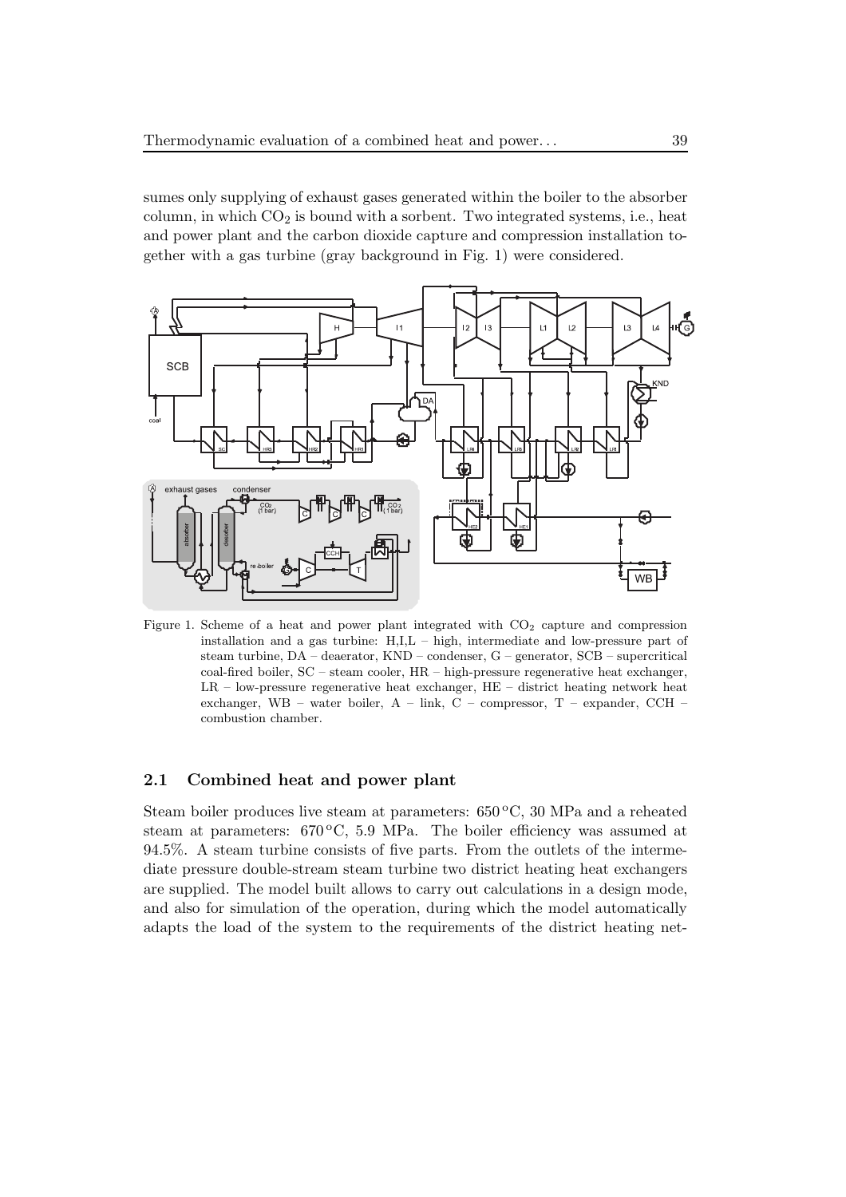sumes only supplying of exhaust gases generated within the boiler to the absorber column, in which $CO_2$ is bound with a sorbent. Two integrated systems, i.e., heat and power plant and the carbon dioxide capture and compression installation together with a gas turbine (gray background in Fig. 1) were considered.

Figure 1. Scheme of a heat and power plant integrated with $CO_2$ capture and compression installation and a gas turbine: H,I,L – high, intermediate and low-pressure part of steam turbine, DA – deaerator, KND – condenser, G – generator, SCB – supercritical coal-fired boiler, SC – steam cooler, HR – high-pressure regenerative heat exchanger, LR – low-pressure regenerative heat exchanger, HE – district heating network heat exchanger, WB – water boiler, A – link, C – compressor, T – expander, CCH – combustion chamber.

## 2.1 Combined heat and power plant

Steam boiler produces live steam at parameters: 650 °C, 30 MPa and a reheated steam at parameters: 670 °C, 5.9 MPa. The boiler efficiency was assumed at 94.5%. A steam turbine consists of five parts. From the outlets of the intermediate pressure double-stream steam turbine two district heating heat exchangers are supplied. The model built allows to carry out calculations in a design mode, and also for simulation of the operation, during which the model automatically adapts the load of the system to the requirements of the district heating net-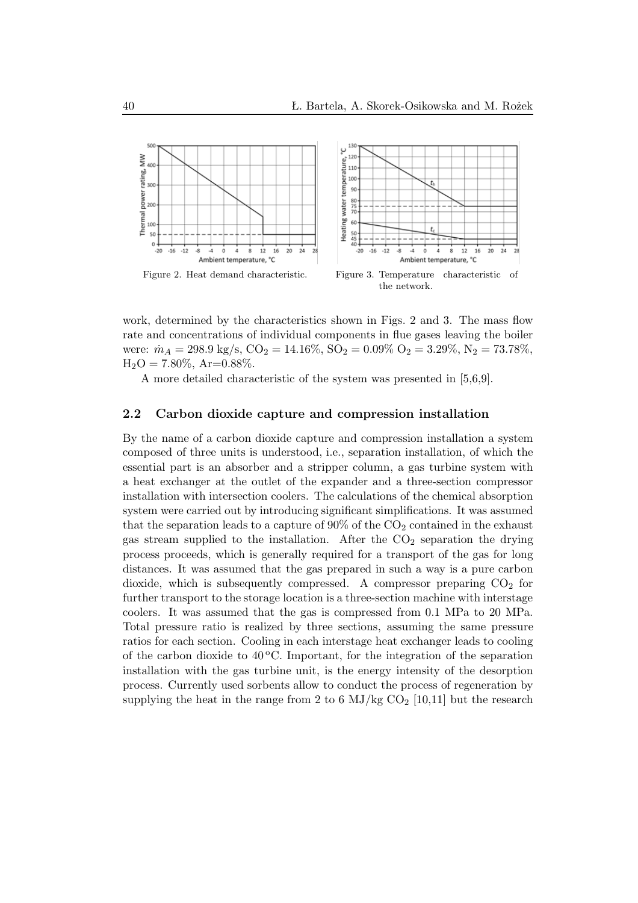Figure 2. Heat demand characteristic.

Figure 3. Temperature characteristic of the network.

work, determined by the characteristics shown in Figs. 2 and 3. The mass flow rate and concentrations of individual components in flue gases leaving the boiler were: $\dot{m}_A = 298.9$ kg/s, $CO_2 = 14.16\%$, $SO_2 = 0.09\%$ $O_2 = 3.29\%$, $N_2 = 73.78\%$, $H_2O = 7.80\%$, Ar=0.88%.

A more detailed characteristic of the system was presented in [5,6,9].

## 2.2 Carbon dioxide capture and compression installation

By the name of a carbon dioxide capture and compression installation a system composed of three units is understood, i.e., separation installation, of which the essential part is an absorber and a stripper column, a gas turbine system with a heat exchanger at the outlet of the expander and a three-section compressor installation with intersection coolers. The calculations of the chemical absorption system were carried out by introducing significant simplifications. It was assumed that the separation leads to a capture of 90% of the $CO_2$ contained in the exhaust gas stream supplied to the installation. After the $CO_2$ separation the drying process proceeds, which is generally required for a transport of the gas for long distances. It was assumed that the gas prepared in such a way is a pure carbon dioxide, which is subsequently compressed. A compressor preparing $CO_2$ for further transport to the storage location is a three-section machine with interstage coolers. It was assumed that the gas is compressed from 0.1 MPa to 20 MPa. Total pressure ratio is realized by three sections, assuming the same pressure ratios for each section. Cooling in each interstage heat exchanger leads to cooling of the carbon dioxide to 40 °C. Important, for the integration of the separation installation with the gas turbine unit, is the energy intensity of the desorption process. Currently used sorbents allow to conduct the process of regeneration by supplying the heat in the range from 2 to 6 MJ/kg $CO_2$ [10,11] but the research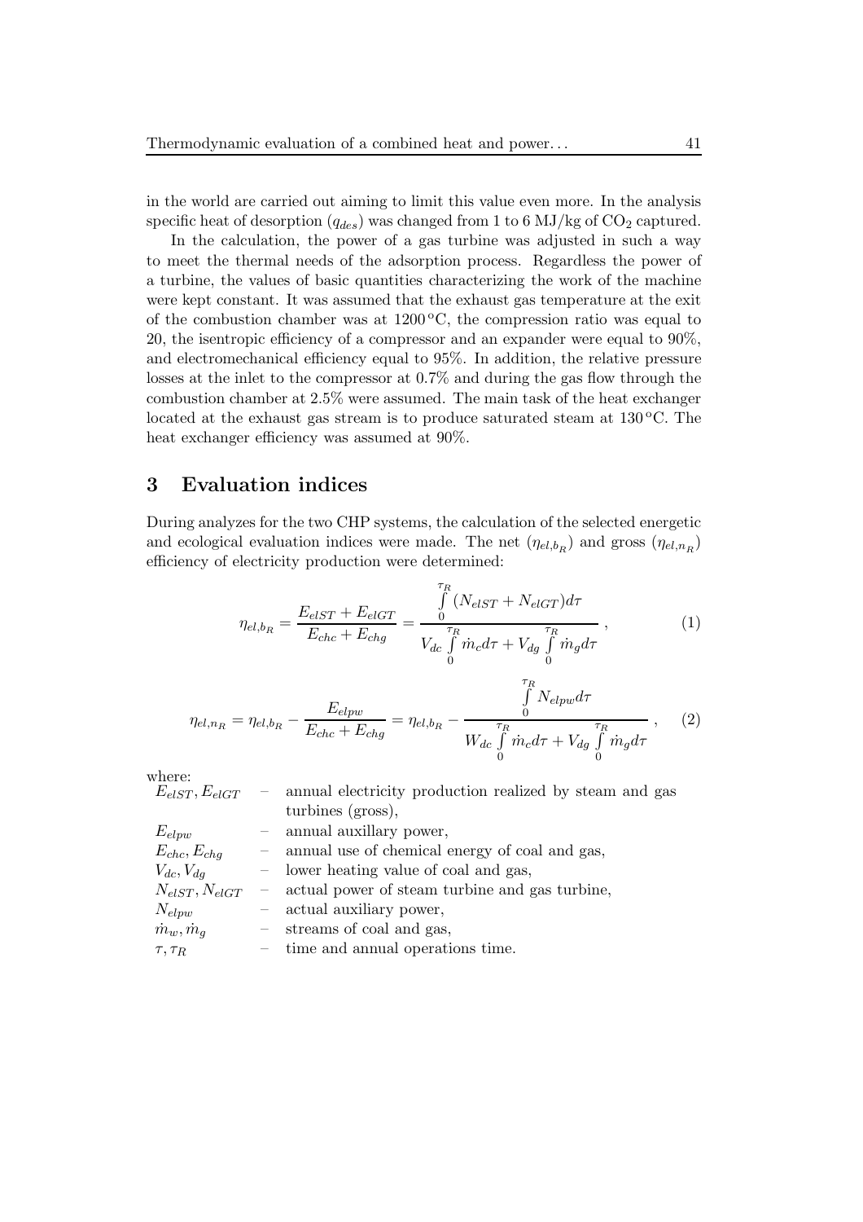in the world are carried out aiming to limit this value even more. In the analysis specific heat of desorption ($q_{des}$) was changed from 1 to 6 MJ/kg of $CO_2$ captured.

In the calculation, the power of a gas turbine was adjusted in such a way to meet the thermal needs of the adsorption process. Regardless the power of a turbine, the values of basic quantities characterizing the work of the machine were kept constant. It was assumed that the exhaust gas temperature at the exit of the combustion chamber was at 1200 °C, the compression ratio was equal to 20, the isentropic efficiency of a compressor and an expander were equal to 90%, and electromechanical efficiency equal to 95%. In addition, the relative pressure losses at the inlet to the compressor at 0.7% and during the gas flow through the combustion chamber at 2.5% were assumed. The main task of the heat exchanger located at the exhaust gas stream is to produce saturated steam at 130 °C. The heat exchanger efficiency was assumed at 90%.

## 3 Evaluation indices

During analyzes for the two CHP systems, the calculation of the selected energetic and ecological evaluation indices were made. The net ($\eta_{el,b_R}$) and gross ($\eta_{el,n_R}$) efficiency of electricity production were determined:

$$\eta_{el,b_R} = \frac{E_{elST} + E_{elGT}}{E_{chc} + E_{chg}} = \frac{\int_0^{\tau_R} (N_{elST} + N_{elGT}) d\tau}{V_{dc} \int_0^{\tau_R} \dot{m}_c d\tau + V_{dg} \int_0^{\tau_R} \dot{m}_g d\tau} , \tag{1}$$

$$\eta_{el,n_R} = \eta_{el,b_R} - \frac{E_{elpw}}{E_{chc} + E_{chg}} = \eta_{el,b_R} - \frac{\int_0^{\tau_R} N_{elpw} d\tau}{W_{dc} \int_0^{\tau_R} \dot{m}_c d\tau + V_{dg} \int_0^{\tau_R} \dot{m}_g d\tau} , \tag{2}$$

where:

| | | |
|---|---|---|
| $E_{elST}, E_{elGT}$ | – | annual electricity production realized by steam and gas turbines (gross), |
| $E_{elpw}$ | – | annual auxillary power, |
| $E_{chc}, E_{chg}$ | – | annual use of chemical energy of coal and gas, |
| $V_{dc}, V_{dg}$ | – | lower heating value of coal and gas, |
| $N_{elST}, N_{elGT}$ | – | actual power of steam turbine and gas turbine, |
| $N_{elpw}$ | – | actual auxiliary power, |
| $\dot{m}_w, \dot{m}_g$ | – | streams of coal and gas, |
| $\tau, \tau_R$ | – | time and annual operations time. |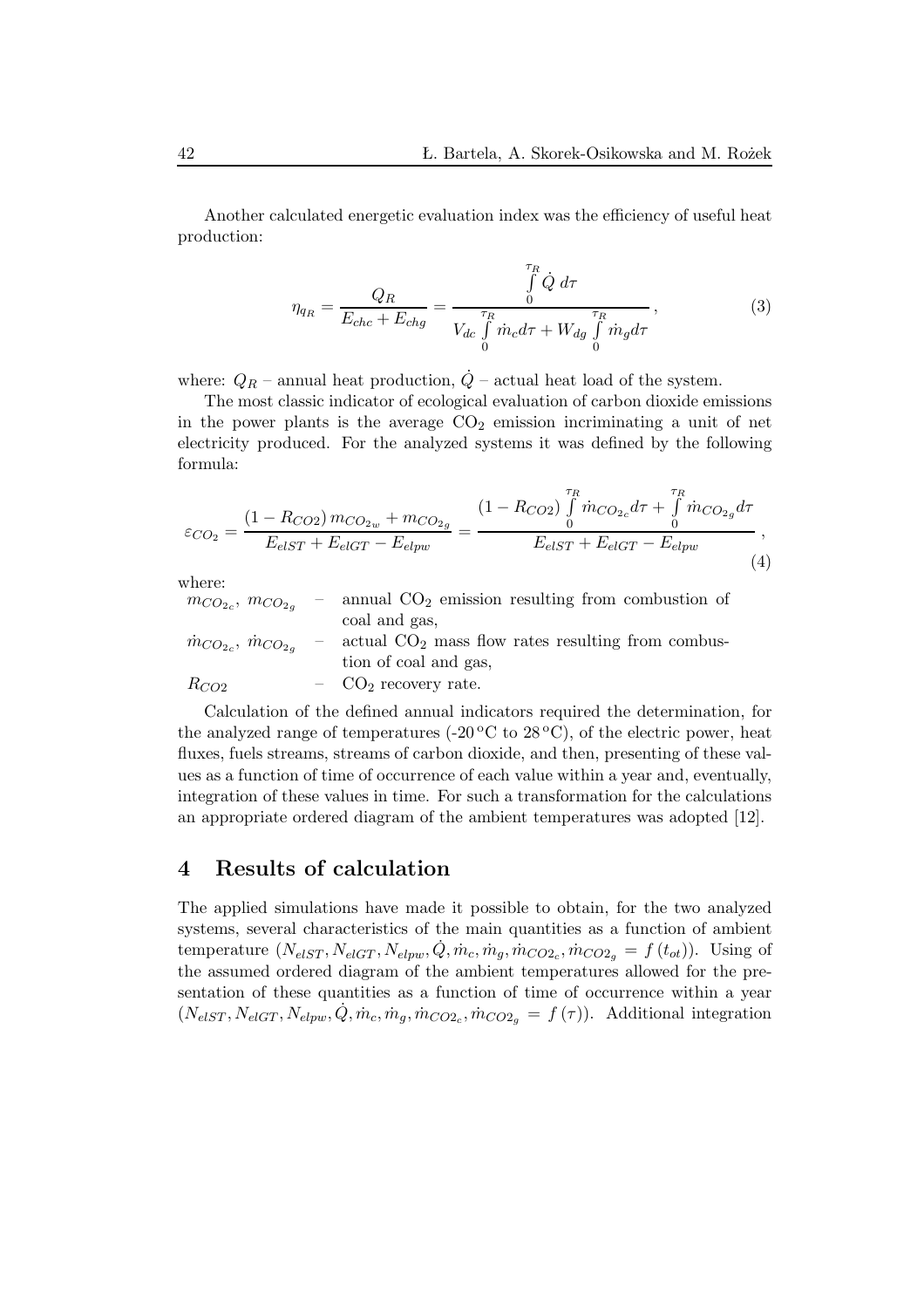Another calculated energetic evaluation index was the efficiency of useful heat production:

$$\eta_{q_R} = \frac{Q_R}{E_{chc} + E_{chg}} = \frac{\int\limits_0^{\tau_R} \dot{Q}\, d\tau}{V_{dc} \int\limits_0^{\tau_R} \dot{m}_c d\tau + W_{dg} \int\limits_0^{\tau_R} \dot{m}_g d\tau}\,, \tag{3}$$

where: $Q_R$ – annual heat production, $\dot{Q}$ – actual heat load of the system.

The most classic indicator of ecological evaluation of carbon dioxide emissions in the power plants is the average $CO_2$ emission incriminating a unit of net electricity produced. For the analyzed systems it was defined by the following formula:

$$\varepsilon_{CO_2} = \frac{(1 - R_{CO2})\, m_{CO_{2w}} + m_{CO_{2g}}}{E_{elST} + E_{elGT} - E_{elpw}} = \frac{(1 - R_{CO2}) \int\limits_0^{\tau_R} \dot{m}_{CO_{2c}} d\tau + \int\limits_0^{\tau_R} \dot{m}_{CO_{2g}} d\tau}{E_{elST} + E_{elGT} - E_{elpw}}\,, \tag{4}$$

where:

- $m_{CO_{2c}}$, $m_{CO_{2g}}$ – annual $CO_2$ emission resulting from combustion of coal and gas,
- $\dot{m}_{CO_{2c}}$, $\dot{m}_{CO_{2g}}$ – actual $CO_2$ mass flow rates resulting from combustion of coal and gas,
- $R_{CO2}$ – $CO_2$ recovery rate.

Calculation of the defined annual indicators required the determination, for the analyzed range of temperatures (-20 °C to 28 °C), of the electric power, heat fluxes, fuels streams, streams of carbon dioxide, and then, presenting of these values as a function of time of occurrence of each value within a year and, eventually, integration of these values in time. For such a transformation for the calculations an appropriate ordered diagram of the ambient temperatures was adopted [12].

## 4 Results of calculation

The applied simulations have made it possible to obtain, for the two analyzed systems, several characteristics of the main quantities as a function of ambient temperature $(N_{elST}, N_{elGT}, N_{elpw}, \dot{Q}, \dot{m}_c, \dot{m}_g, \dot{m}_{CO2_c}, \dot{m}_{CO2_g} = f(t_{ot}))$. Using of the assumed ordered diagram of the ambient temperatures allowed for the presentation of these quantities as a function of time of occurrence within a year $(N_{elST}, N_{elGT}, N_{elpw}, \dot{Q}, \dot{m}_c, \dot{m}_g, \dot{m}_{CO2_c}, \dot{m}_{CO2_g} = f(\tau))$. Additional integration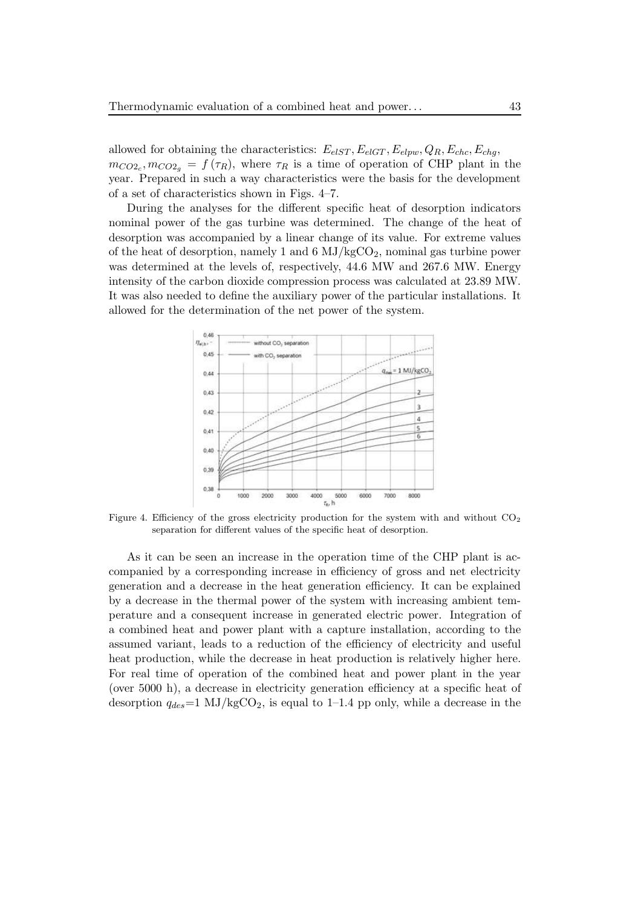allowed for obtaining the characteristics: $E_{elST}, E_{elGT}, E_{elpw}, Q_R, E_{chc}, E_{chg}$, $m_{CO2_c}, m_{CO2_g} = f(\tau_R)$, where $\tau_R$ is a time of operation of CHP plant in the year. Prepared in such a way characteristics were the basis for the development of a set of characteristics shown in Figs. 4–7.

During the analyses for the different specific heat of desorption indicators nominal power of the gas turbine was determined. The change of the heat of desorption was accompanied by a linear change of its value. For extreme values of the heat of desorption, namely 1 and 6 MJ/kg$CO_2$, nominal gas turbine power was determined at the levels of, respectively, 44.6 MW and 267.6 MW. Energy intensity of the carbon dioxide compression process was calculated at 23.89 MW. It was also needed to define the auxiliary power of the particular installations. It allowed for the determination of the net power of the system.

Figure 4. Efficiency of the gross electricity production for the system with and without $CO_2$ separation for different values of the specific heat of desorption.

As it can be seen an increase in the operation time of the CHP plant is accompanied by a corresponding increase in efficiency of gross and net electricity generation and a decrease in the heat generation efficiency. It can be explained by a decrease in the thermal power of the system with increasing ambient temperature and a consequent increase in generated electric power. Integration of a combined heat and power plant with a capture installation, according to the assumed variant, leads to a reduction of the efficiency of electricity and useful heat production, while the decrease in heat production is relatively higher here. For real time of operation of the combined heat and power plant in the year (over 5000 h), a decrease in electricity generation efficiency at a specific heat of desorption $q_{des}$=1 MJ/kg$CO_2$, is equal to 1–1.4 pp only, while a decrease in the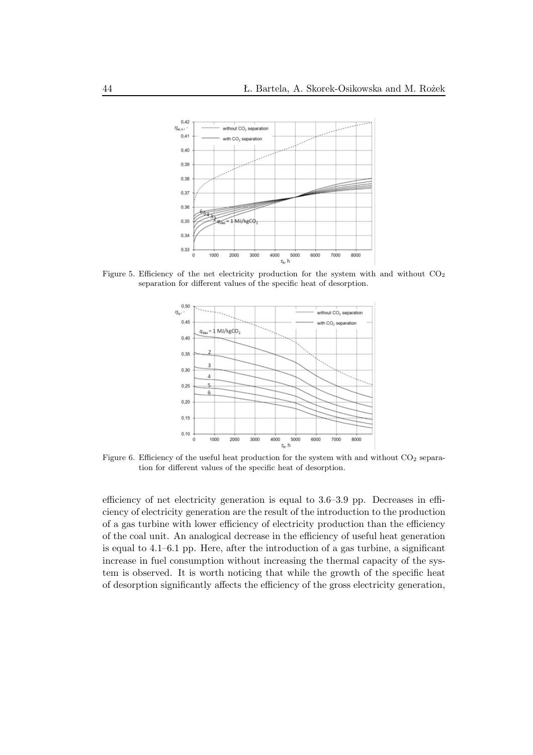Figure 5. Efficiency of the net electricity production for the system with and without $CO_2$ separation for different values of the specific heat of desorption.

Figure 6. Efficiency of the useful heat production for the system with and without $CO_2$ separation for different values of the specific heat of desorption.

efficiency of net electricity generation is equal to 3.6–3.9 pp. Decreases in efficiency of electricity generation are the result of the introduction to the production of a gas turbine with lower efficiency of electricity production than the efficiency of the coal unit. An analogical decrease in the efficiency of useful heat generation is equal to 4.1–6.1 pp. Here, after the introduction of a gas turbine, a significant increase in fuel consumption without increasing the thermal capacity of the system is observed. It is worth noticing that while the growth of the specific heat of desorption significantly affects the efficiency of the gross electricity generation,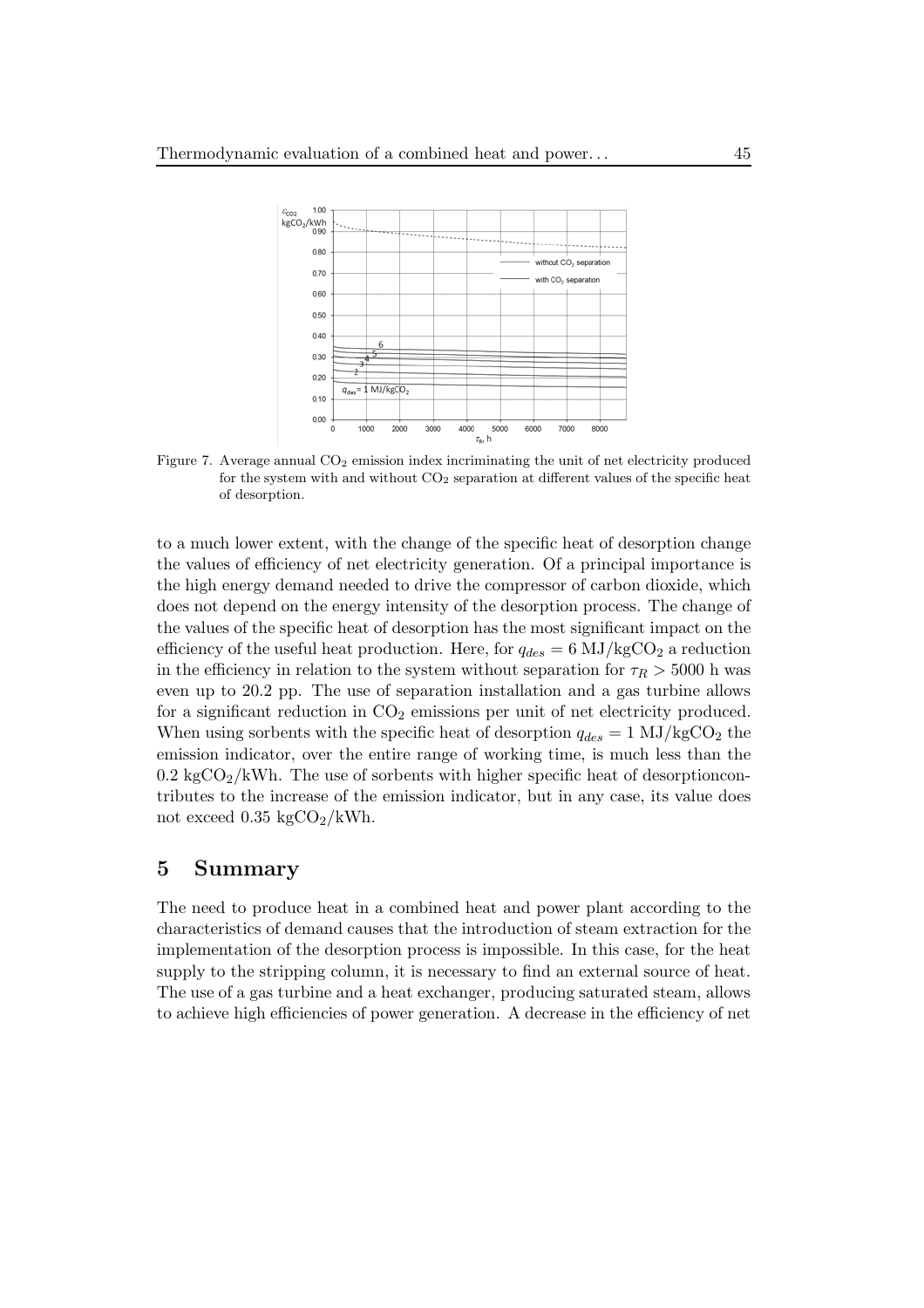Figure 7. Average annual $CO_2$ emission index incriminating the unit of net electricity produced for the system with and without $CO_2$ separation at different values of the specific heat of desorption.

to a much lower extent, with the change of the specific heat of desorption change the values of efficiency of net electricity generation. Of a principal importance is the high energy demand needed to drive the compressor of carbon dioxide, which does not depend on the energy intensity of the desorption process. The change of the values of the specific heat of desorption has the most significant impact on the efficiency of the useful heat production. Here, for $q_{des} = 6$ MJ/kg$CO_2$ a reduction in the efficiency in relation to the system without separation for $\tau_R > 5000$ h was even up to 20.2 pp. The use of separation installation and a gas turbine allows for a significant reduction in $CO_2$ emissions per unit of net electricity produced. When using sorbents with the specific heat of desorption $q_{des} = 1$ MJ/kg$CO_2$ the emission indicator, over the entire range of working time, is much less than the 0.2 kg$CO_2$/kWh. The use of sorbents with higher specific heat of desorptioncontributes to the increase of the emission indicator, but in any case, its value does not exceed 0.35 kg$CO_2$/kWh.

## 5 Summary

The need to produce heat in a combined heat and power plant according to the characteristics of demand causes that the introduction of steam extraction for the implementation of the desorption process is impossible. In this case, for the heat supply to the stripping column, it is necessary to find an external source of heat. The use of a gas turbine and a heat exchanger, producing saturated steam, allows to achieve high efficiencies of power generation. A decrease in the efficiency of net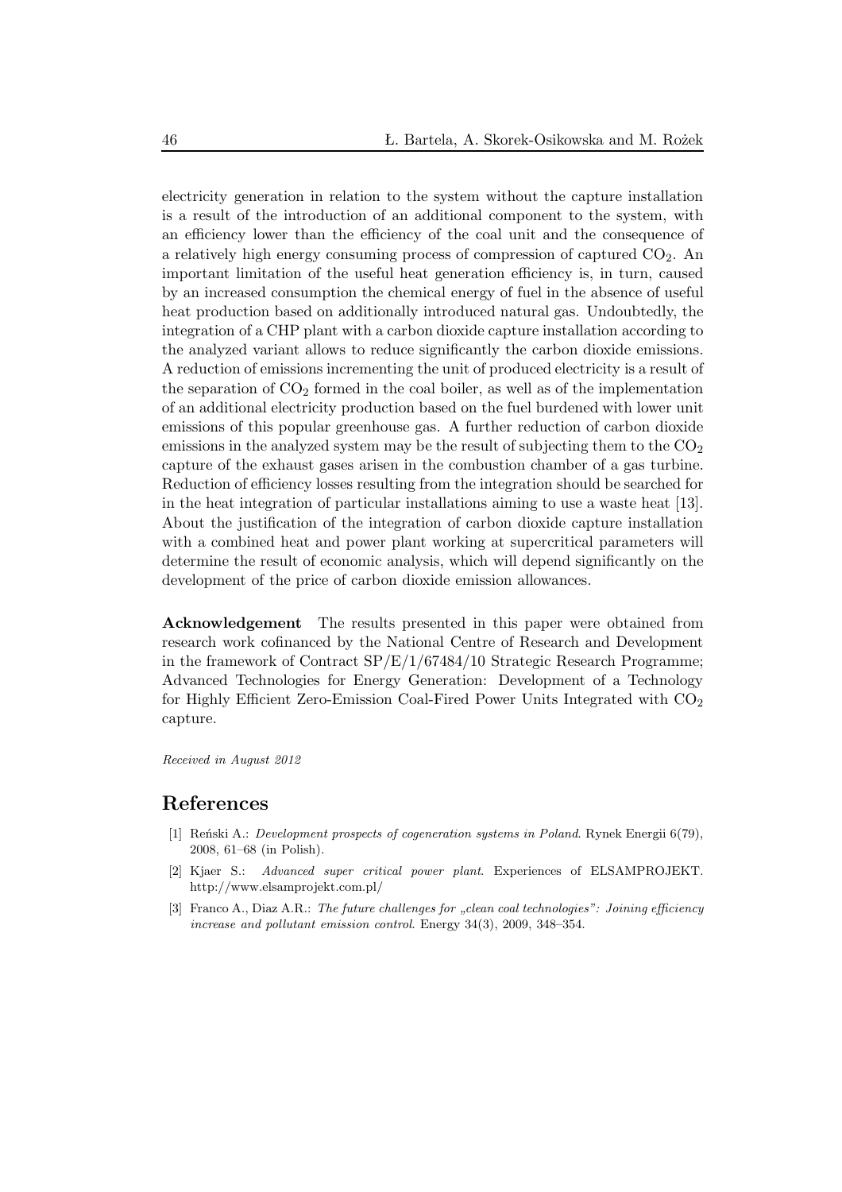electricity generation in relation to the system without the capture installation is a result of the introduction of an additional component to the system, with an efficiency lower than the efficiency of the coal unit and the consequence of a relatively high energy consuming process of compression of captured $CO_2$. An important limitation of the useful heat generation efficiency is, in turn, caused by an increased consumption the chemical energy of fuel in the absence of useful heat production based on additionally introduced natural gas. Undoubtedly, the integration of a CHP plant with a carbon dioxide capture installation according to the analyzed variant allows to reduce significantly the carbon dioxide emissions. A reduction of emissions incrementing the unit of produced electricity is a result of the separation of $CO_2$ formed in the coal boiler, as well as of the implementation of an additional electricity production based on the fuel burdened with lower unit emissions of this popular greenhouse gas. A further reduction of carbon dioxide emissions in the analyzed system may be the result of subjecting them to the $CO_2$ capture of the exhaust gases arisen in the combustion chamber of a gas turbine. Reduction of efficiency losses resulting from the integration should be searched for in the heat integration of particular installations aiming to use a waste heat [13]. About the justification of the integration of carbon dioxide capture installation with a combined heat and power plant working at supercritical parameters will determine the result of economic analysis, which will depend significantly on the development of the price of carbon dioxide emission allowances.

**Acknowledgement** The results presented in this paper were obtained from research work cofinanced by the National Centre of Research and Development in the framework of Contract SP/E/1/67484/10 Strategic Research Programme; Advanced Technologies for Energy Generation: Development of a Technology for Highly Efficient Zero-Emission Coal-Fired Power Units Integrated with $CO_2$ capture.

*Received in August 2012*

## References

[1] Reński A.: *Development prospects of cogeneration systems in Poland*. Rynek Energii 6(79), 2008, 61–68 (in Polish).

[2] Kjaer S.: *Advanced super critical power plant*. Experiences of ELSAMPROJEKT. http://www.elsamprojekt.com.pl/

[3] Franco A., Diaz A.R.: *The future challenges for „clean coal technologies": Joining efficiency increase and pollutant emission control*. Energy 34(3), 2009, 348–354.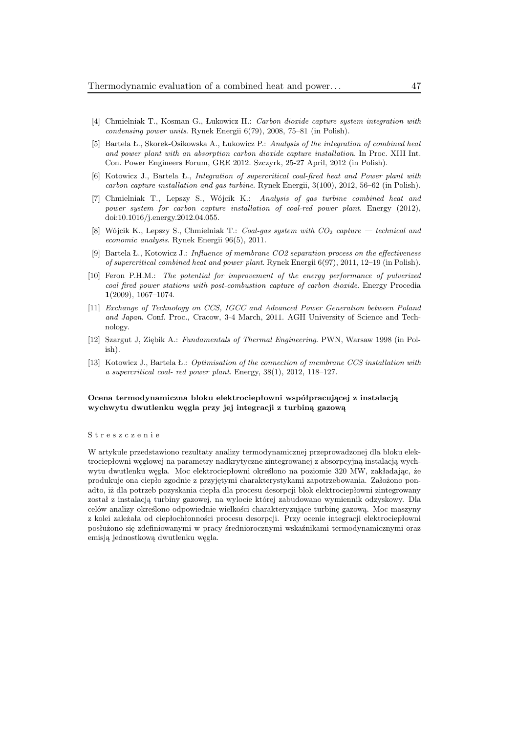[4] Chmielniak T., Kosman G., Łukowicz H.: *Carbon dioxide capture system integration with condensing power units*. Rynek Energii 6(79), 2008, 75–81 (in Polish).

[5] Bartela Ł., Skorek-Osikowska A., Łukowicz P.: *Analysis of the integration of combined heat and power plant with an absorption carbon dioxide capture installation*. In Proc. XIII Int. Con. Power Engineers Forum, GRE 2012. Szczyrk, 25-27 April, 2012 (in Polish).

[6] Kotowicz J., Bartela Ł., *Integration of supercritical coal-fired heat and Power plant with carbon capture installation and gas turbine*. Rynek Energii, 3(100), 2012, 56–62 (in Polish).

[7] Chmielniak T., Lepszy S., Wójcik K.: *Analysis of gas turbine combined heat and power system for carbon capture installation of coal-red power plant*. Energy (2012), doi:10.1016/j.energy.2012.04.055.

[8] Wójcik K., Lepszy S., Chmielniak T.: *Coal-gas system with $CO_2$ capture — technical and economic analysis*. Rynek Energii 96(5), 2011.

[9] Bartela Ł., Kotowicz J.: *Influence of membrane CO2 separation process on the effectiveness of supercritical combined heat and power plant*. Rynek Energii 6(97), 2011, 12–19 (in Polish).

[10] Feron P.H.M.: *The potential for improvement of the energy performance of pulverized coal fired power stations with post-combustion capture of carbon dioxide*. Energy Procedia **1**(2009), 1067–1074.

[11] *Exchange of Technology on CCS, IGCC and Advanced Power Generation between Poland and Japan*. Conf. Proc., Cracow, 3-4 March, 2011. AGH University of Science and Technology.

[12] Szargut J, Ziębik A.: *Fundamentals of Thermal Engineering*. PWN, Warsaw 1998 (in Polish).

[13] Kotowicz J., Bartela Ł.: *Optimisation of the connection of membrane CCS installation with a supercritical coal- red power plant*. Energy, 38(1), 2012, 118–127.

**Ocena termodynamiczna bloku elektrociepłowni współpracującej z instalacją wychwytu dwutlenku węgla przy jej integracji z turbiną gazową**

S t r e s z c z e n i e

W artykule przedstawiono rezultaty analizy termodynamicznej przeprowadzonej dla bloku elektrociepłowni węglowej na parametry nadkrytyczne zintegrowanej z absorpcyjną instalacją wychwytu dwutlenku węgla. Moc elektrociepłowni określono na poziomie 320 MW, zakładając, że produkuje ona ciepło zgodnie z przyjętymi charakterystykami zapotrzebowania. Założono ponadto, iż dla potrzeb pozyskania ciepła dla procesu desorpcji blok elektrociepłowni zintegrowany został z instalacją turbiny gazowej, na wylocie której zabudowano wymiennik odzyskowy. Dla celów analizy określono odpowiednie wielkości charakteryzujące turbinę gazową. Moc maszyny z kolei zależała od ciepłochłonności procesu desorpcji. Przy ocenie integracji elektrociepłowni posłużono się zdefiniowanymi w pracy średniorocznymi wskaźnikami termodynamicznymi oraz emisją jednostkową dwutlenku węgla.